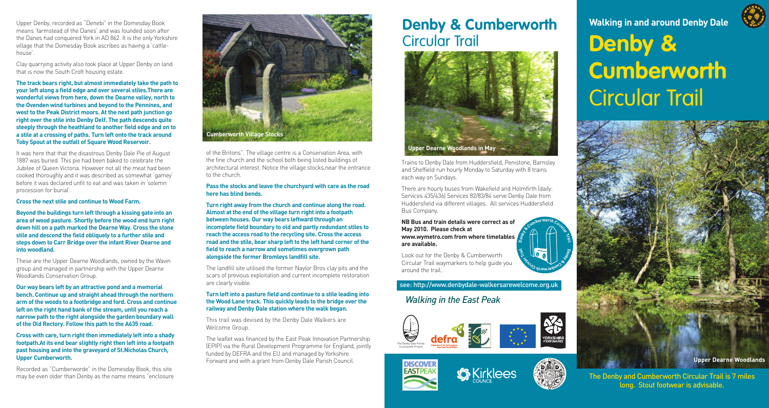Upper Denby, recorded as "Denebi" in the Domesday Book means 'farmstead of the Danes' and was founded soon after the Danes had conquered York in AD 862. It is the only Yorkshire village that the Domesday Book ascribes as having a 'cattle-house'.

Clay quarrying activity also took place at Upper Denby on land that is now the South Croft housing estate.

**The track bears right, but almost immediately take the path to your left along a field edge and over several stiles.There are wonderful views from here, down the Dearne valley, north to the Ovenden wind turbines and beyond to the Pennines, and west to the Peak District moors. At the next path junction go right over the stile into Denby Delf. The path descends quite steeply through the heathland to another field edge and on to a stile at a crossing of paths. Turn left onto the track around Toby Spout at the outfall of Square Wood Reservoir.**

It was here that that the disastrous Denby Dale Pie of August 1887 was buried. This pie had been baked to celebrate the Jubilee of Queen Victoria. However not all the meat had been cooked thoroughly and it was described as somewhat 'gamey' before it was declared unfit to eat and was taken in 'solemn procession for burial'.

**Cross the next stile and continue to Wood Farm.**

**Beyond the buildings turn left through a kissing gate into an area of wood pasture. Shortly before the wood end turn right down hill on a path marked the Dearne Way. Cross the stone stile and descend the field obliquely to a further stile and steps down to Carr Bridge over the infant River Dearne and into woodland.**

These are the Upper Dearne Woodlands, owned by the Wavin group and managed in partnership with the Upper Dearne Woodlands Conservation Group.

**Our way bears left by an attractive pond and a memorial bench. Continue up and straight ahead through the northern arm of the woods to a footbridge and ford. Cross and continue left on the right hand bank of the stream, until you reach a narrow path to the right alongside the garden boundary wall of the Old Rectory. Follow this path to the A635 road.**

**Cross with care, turn right then immediately left into a shady footpath.At its end bear slightly right then left into a footpath past housing and into the graveyard of St.Nicholas Church, Upper Cumberworth.**

Recorded as "Cumberworde" in the Domesday Book, this site may be even older than Denby as the name means "enclosure of the Britons". The village centre is a Conservation Area, with the fine church and the school both being listed buildings of architectural interest. Notice the village stocks,near the entrance to the church.

Cumberworth Village Stocks

**Pass the stocks and leave the churchyard with care as the road here has blind bends.**

**Turn right away from the church and continue along the road. Almost at the end of the village turn right into a footpath between houses. Our way bears leftward through an incomplete field boundary to old and partly redundant stiles to reach the access road to the recycling site. Cross the access road and the stile, bear sharp left to the left hand corner of the field to reach a narrow and sometimes overgrown path alongside the former Bromleys landfill site.**

The landfill site utilised the former Naylor Bros clay pits and the scars of previous exploitation and current incomplete restoration are clearly visible.

**Turn left into a pasture field and continue to a stile leading into the Wood Lane track. This quickly leads to the bridge over the railway and Denby Dale station where the walk began.**

This trail was devised by the Denby Dale Walkers are Welcome Group.

The leaflet was financed by the East Peak Innovation Partnership (EPIP) via the Rural Development Programme for England, jointly funded by DEFRA and the EU and managed by Yorkshire Forward and with a grant from Denby Dale Parish Council.

# Denby & Cumberworth Circular Trail

Upper Dearne Woodlands in May

Trains to Denby Dale from Huddersfield, Penistone, Barnsley and Sheffield run hourly Monday to Saturday with 8 trains each way on Sundays.

There are hourly buses from Wakefield and Holmfirth (daily: Services 435/436) Services 82/83/84 serve Denby Dale from Huddersfield via different villages. All services Huddersfield Bus Company.

**NB Bus and train details were correct as of May 2010. Please check at www.wymetro.com from where timetables are available.**

Look out for the Denby & Cumberworth Circular Trail waymarkers to help guide you around the trail.

see: http://www.denbydale-walkersarewelcome.org.uk

*Walking in the East Peak*

## Walking in and around Denby Dale

# Denby & Cumberworth Circular Trail

Upper Dearne Woodlands

The Denby and Cumberworth Circular Trail is 7 miles long. Stout footwear is advisable.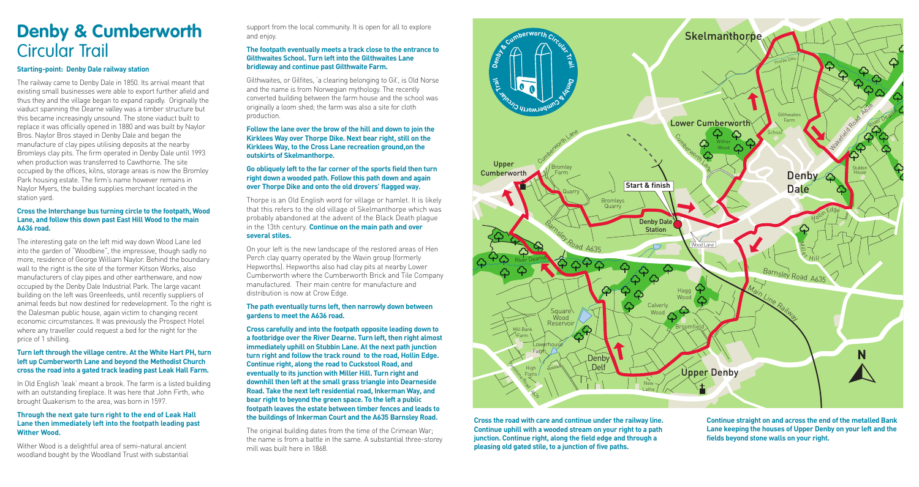# Denby & Cumberworth Circular Trail

**Starting-point: Denby Dale railway station**

The railway came to Denby Dale in 1850. Its arrival meant that existing small businesses were able to export further afield and thus they and the village began to expand rapidly. Originally the viaduct spanning the Dearne valley was a timber structure but this became increasingly unsound. The stone viaduct built to replace it was officially opened in 1880 and was built by Naylor Bros. Naylor Bros stayed in Denby Dale and began the manufacture of clay pipes utilising deposits at the nearby Bromleys clay pits. The firm operated in Denby Dale until 1993 when production was transferred to Cawthorne. The site occupied by the offices, kilns, storage areas is now the Bromley Park housing estate. The firm's name however remains in Naylor Myers, the building supplies merchant located in the station yard.

**Cross the Interchange bus turning circle to the footpath, Wood Lane, and follow this down past East Hill Wood to the main A636 road.**

The interesting gate on the left mid way down Wood Lane led into the garden of "Woodbine", the impressive, though sadly no more, residence of George William Naylor. Behind the boundary wall to the right is the site of the former Kitson Works, also manufacturers of clay pipes and other earthenware, and now occupied by the Denby Dale Industrial Park. The large vacant building on the left was Greenfeeds, until recently suppliers of animal feeds but now destined for redevelopment. To the right is the Dalesman public house, again victim to changing recent economic circumstances. It was previously the Prospect Hotel where any traveller could request a bed for the night for the price of 1 shilling.

**Turn left through the village centre. At the White Hart PH, turn left up Cumberworth Lane and beyond the Methodist Church cross the road into a gated track leading past Leak Hall Farm.**

In Old English 'leak' meant a brook. The farm is a listed building with an outstanding fireplace. It was here that John Firth, who brought Quakerism to the area, was born in 1597.

**Through the next gate turn right to the end of Leak Hall Lane then immediately left into the footpath leading past Wither Wood.**

Wither Wood is a delightful area of semi-natural ancient woodland bought by the Woodland Trust with substantial support from the local community. It is open for all to explore and enjoy.

**The footpath eventually meets a track close to the entrance to Gilthwaites School. Turn left into the Gilthwaites Lane bridleway and continue past Gilthwaite Farm.**

Gilthwaites, or Gilfites, 'a clearing belonging to Gil', is Old Norse and the name is from Norwegian mythology. The recently converted building between the farm house and the school was originally a loom shed; the farm was also a site for cloth production.

**Follow the lane over the brow of the hill and down to join the Kirklees Way over Thorpe Dike. Next bear right, still on the Kirklees Way, to the Cross Lane recreation ground,on the outskirts of Skelmanthorpe.**

**Go obliquely left to the far corner of the sports field then turn right down a wooded path. Follow this path down and again over Thorpe Dike and onto the old drovers' flagged way.**

Thorpe is an Old English word for village or hamlet. It is likely that this refers to the old village of Skelmanthorpe which was probably abandoned at the advent of the Black Death plague in the 13th century. **Continue on the main path and over several stiles.**

On your left is the new landscape of the restored areas of Hen Perch clay quarry operated by the Wavin group (formerly Hepworths). Hepworths also had clay pits at nearby Lower Cumberworth where the Cumberworth Brick and Tile Company manufactured. Their main centre for manufacture and distribution is now at Crow Edge.

**The path eventually turns left, then narrowly down between gardens to meet the A636 road.**

**Cross carefully and into the footpath opposite leading down to a footbridge over the River Dearne. Turn left, then right almost immediately uphill on Stubbin Lane. At the next path junction turn right and follow the track round to the road, Hollin Edge. Continue right, along the road to Cuckstool Road, and eventually to its junction with Miller Hill. Turn right and downhill then left at the small grass triangle into Dearneside Road. Take the next left residential road, Inkerman Way, and bear right to beyond the green space. To the left a public footpath leaves the estate between timber fences and leads to the buildings of Inkerman Court and the A635 Barnsley Road.**

The original building dates from the time of the Crimean War; the name is from a battle in the same. A substantial three-storey mill was built here in 1868.

Denby & Cumberworth Circular Trail

Skelmanthorpe
Thorpe Dike
Gilthwaites Farm
School
Lower Cumberworth
Wither Wood
Cumberworth Lane
Wakefield Road A636
River Dearne
Stubbin House
Denby Dale
Hollin Edge
Miller Hill
Upper Cumberworth
Bromley Farm
Quarry
Bromleys Quarry
Start & finish
Denby Dale Station
Wood Lane
Barnsley Road A635
River Dearne
Main Line Railway
Hagg Wood
Calverly Wood
Square Wood Reservoir
Mill Bank Farm
Lowerhouse Farm
High Flatts
Penistone Road A629
Denby Delf
Broomfield
Upper Denby
New Lathe
N

**Cross the road with care and continue under the railway line. Continue uphill with a wooded stream on your right to a path junction. Continue right, along the field edge and through a pleasing old gated stile, to a junction of five paths.**

**Continue straight on and across the end of the metalled Bank Lane keeping the houses of Upper Denby on your left and the fields beyond stone walls on your right.**